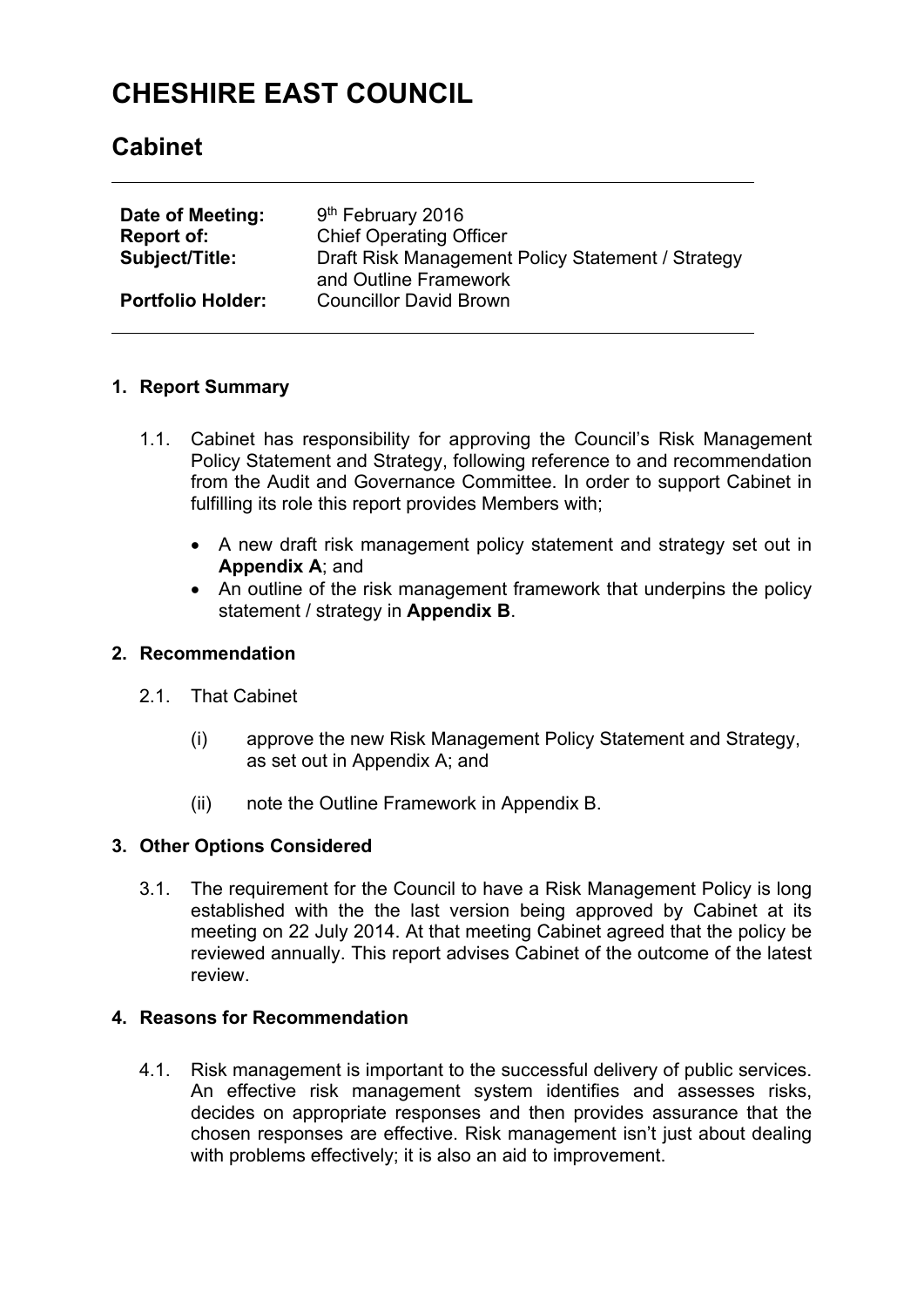# CHESHIRE EAST COUNCIL

## Cabinet

| | |
|---|---|
| **Date of Meeting:** | 9th February 2016 |
| **Report of:** | Chief Operating Officer |
| **Subject/Title:** | Draft Risk Management Policy Statement / Strategy and Outline Framework |
| **Portfolio Holder:** | Councillor David Brown |

### 1. Report Summary

1.1. Cabinet has responsibility for approving the Council's Risk Management Policy Statement and Strategy, following reference to and recommendation from the Audit and Governance Committee. In order to support Cabinet in fulfilling its role this report provides Members with;

- A new draft risk management policy statement and strategy set out in **Appendix A**; and
- An outline of the risk management framework that underpins the policy statement / strategy in **Appendix B**.

### 2. Recommendation

2.1. That Cabinet

(i) approve the new Risk Management Policy Statement and Strategy, as set out in Appendix A; and

(ii) note the Outline Framework in Appendix B.

### 3. Other Options Considered

3.1. The requirement for the Council to have a Risk Management Policy is long established with the the last version being approved by Cabinet at its meeting on 22 July 2014. At that meeting Cabinet agreed that the policy be reviewed annually. This report advises Cabinet of the outcome of the latest review.

### 4. Reasons for Recommendation

4.1. Risk management is important to the successful delivery of public services. An effective risk management system identifies and assesses risks, decides on appropriate responses and then provides assurance that the chosen responses are effective. Risk management isn't just about dealing with problems effectively; it is also an aid to improvement.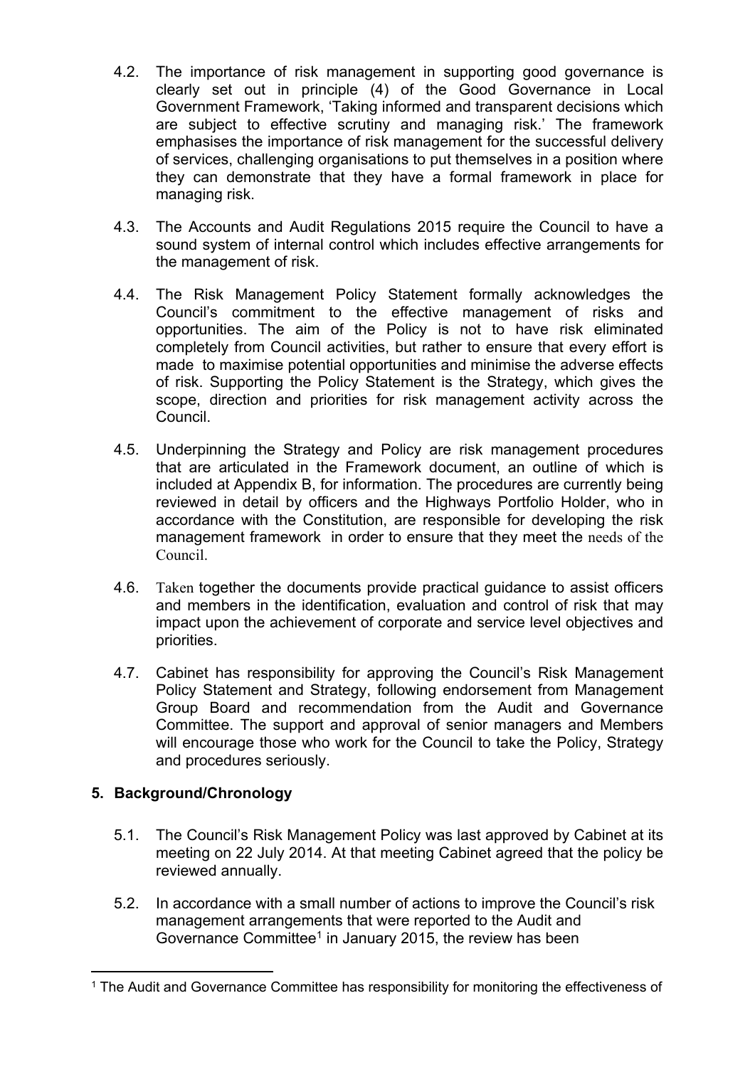4.2. The importance of risk management in supporting good governance is clearly set out in principle (4) of the Good Governance in Local Government Framework, 'Taking informed and transparent decisions which are subject to effective scrutiny and managing risk.' The framework emphasises the importance of risk management for the successful delivery of services, challenging organisations to put themselves in a position where they can demonstrate that they have a formal framework in place for managing risk.

4.3. The Accounts and Audit Regulations 2015 require the Council to have a sound system of internal control which includes effective arrangements for the management of risk.

4.4. The Risk Management Policy Statement formally acknowledges the Council's commitment to the effective management of risks and opportunities. The aim of the Policy is not to have risk eliminated completely from Council activities, but rather to ensure that every effort is made to maximise potential opportunities and minimise the adverse effects of risk. Supporting the Policy Statement is the Strategy, which gives the scope, direction and priorities for risk management activity across the Council.

4.5. Underpinning the Strategy and Policy are risk management procedures that are articulated in the Framework document, an outline of which is included at Appendix B, for information. The procedures are currently being reviewed in detail by officers and the Highways Portfolio Holder, who in accordance with the Constitution, are responsible for developing the risk management framework in order to ensure that they meet the needs of the Council.

4.6. Taken together the documents provide practical guidance to assist officers and members in the identification, evaluation and control of risk that may impact upon the achievement of corporate and service level objectives and priorities.

4.7. Cabinet has responsibility for approving the Council's Risk Management Policy Statement and Strategy, following endorsement from Management Group Board and recommendation from the Audit and Governance Committee. The support and approval of senior managers and Members will encourage those who work for the Council to take the Policy, Strategy and procedures seriously.

## 5. Background/Chronology

5.1. The Council's Risk Management Policy was last approved by Cabinet at its meeting on 22 July 2014. At that meeting Cabinet agreed that the policy be reviewed annually.

5.2. In accordance with a small number of actions to improve the Council's risk management arrangements that were reported to the Audit and Governance Committee[1] in January 2015, the review has been

[1] The Audit and Governance Committee has responsibility for monitoring the effectiveness of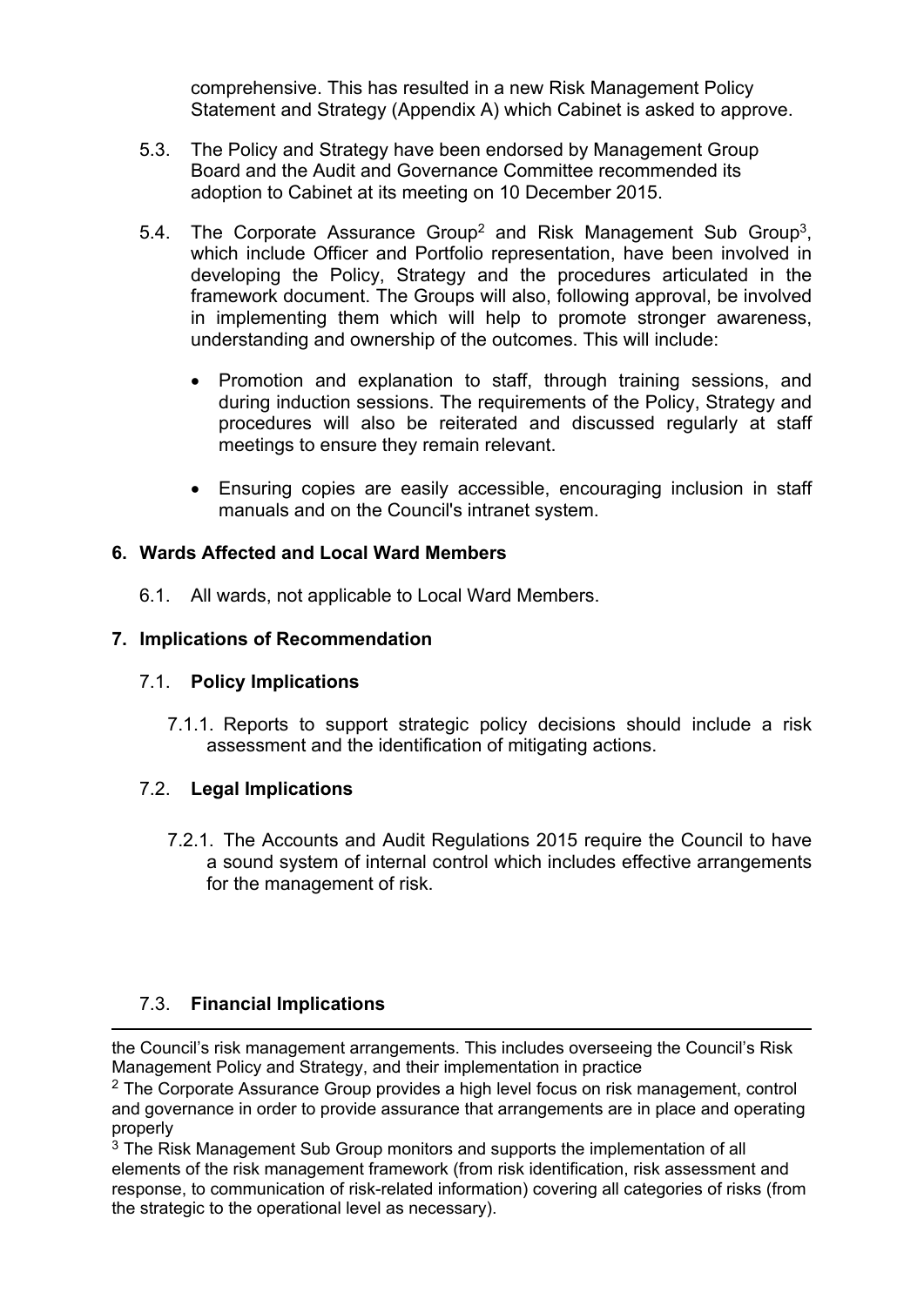comprehensive. This has resulted in a new Risk Management Policy Statement and Strategy (Appendix A) which Cabinet is asked to approve.

5.3. The Policy and Strategy have been endorsed by Management Group Board and the Audit and Governance Committee recommended its adoption to Cabinet at its meeting on 10 December 2015.

5.4. The Corporate Assurance Group[2] and Risk Management Sub Group[3], which include Officer and Portfolio representation, have been involved in developing the Policy, Strategy and the procedures articulated in the framework document. The Groups will also, following approval, be involved in implementing them which will help to promote stronger awareness, understanding and ownership of the outcomes. This will include:

- Promotion and explanation to staff, through training sessions, and during induction sessions. The requirements of the Policy, Strategy and procedures will also be reiterated and discussed regularly at staff meetings to ensure they remain relevant.
- Ensuring copies are easily accessible, encouraging inclusion in staff manuals and on the Council's intranet system.

## 6. Wards Affected and Local Ward Members

6.1. All wards, not applicable to Local Ward Members.

## 7. Implications of Recommendation

### 7.1. Policy Implications

7.1.1. Reports to support strategic policy decisions should include a risk assessment and the identification of mitigating actions.

### 7.2. Legal Implications

7.2.1. The Accounts and Audit Regulations 2015 require the Council to have a sound system of internal control which includes effective arrangements for the management of risk.

### 7.3. Financial Implications

---

the Council's risk management arrangements. This includes overseeing the Council's Risk Management Policy and Strategy, and their implementation in practice

[2] The Corporate Assurance Group provides a high level focus on risk management, control and governance in order to provide assurance that arrangements are in place and operating properly

[3] The Risk Management Sub Group monitors and supports the implementation of all elements of the risk management framework (from risk identification, risk assessment and response, to communication of risk-related information) covering all categories of risks (from the strategic to the operational level as necessary).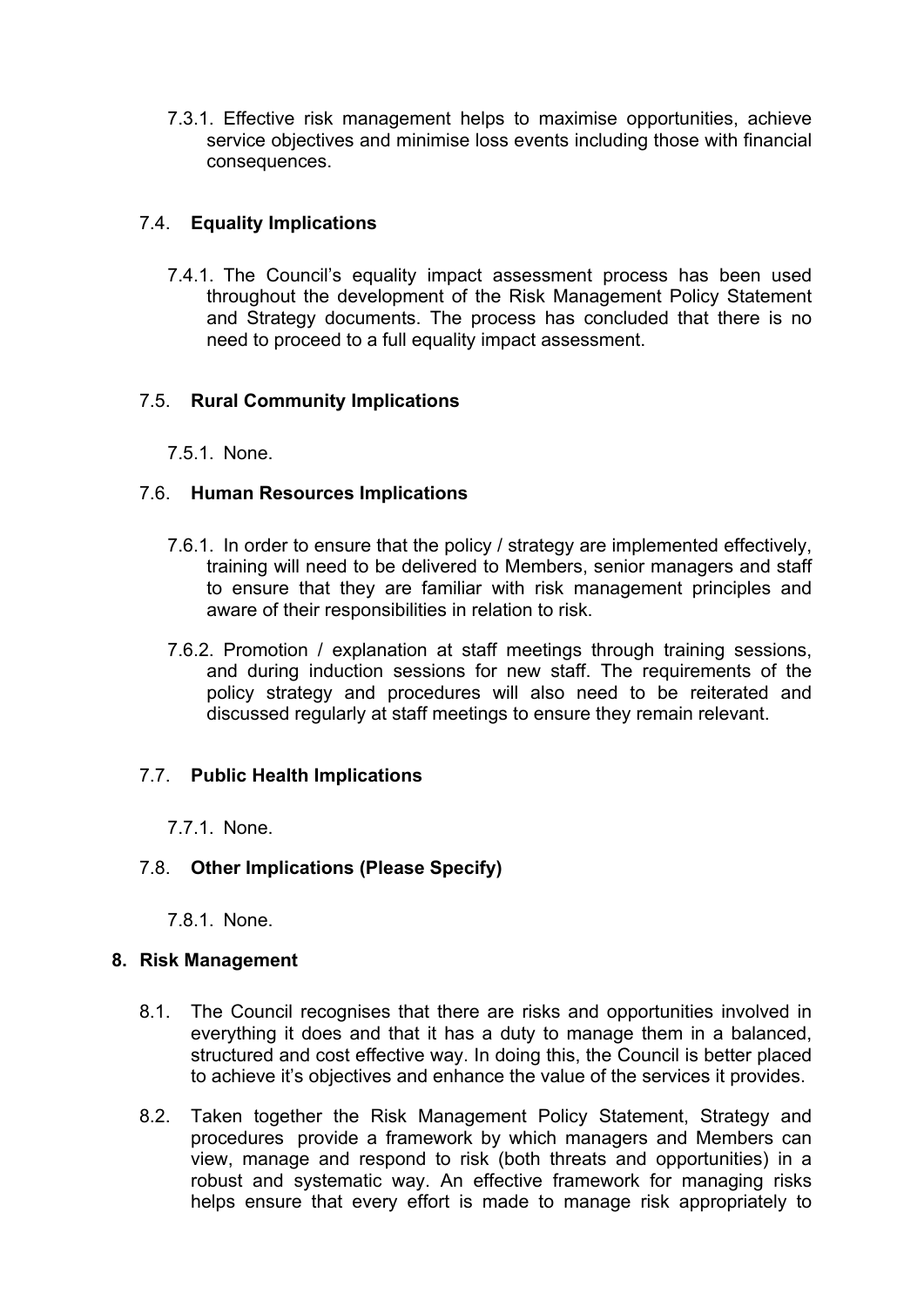7.3.1. Effective risk management helps to maximise opportunities, achieve service objectives and minimise loss events including those with financial consequences.

### 7.4. **Equality Implications**

7.4.1. The Council's equality impact assessment process has been used throughout the development of the Risk Management Policy Statement and Strategy documents. The process has concluded that there is no need to proceed to a full equality impact assessment.

### 7.5. **Rural Community Implications**

7.5.1. None.

### 7.6. **Human Resources Implications**

7.6.1. In order to ensure that the policy / strategy are implemented effectively, training will need to be delivered to Members, senior managers and staff to ensure that they are familiar with risk management principles and aware of their responsibilities in relation to risk.

7.6.2. Promotion / explanation at staff meetings through training sessions, and during induction sessions for new staff. The requirements of the policy strategy and procedures will also need to be reiterated and discussed regularly at staff meetings to ensure they remain relevant.

### 7.7. **Public Health Implications**

7.7.1. None.

### 7.8. **Other Implications (Please Specify)**

7.8.1. None.

## 8. **Risk Management**

8.1. The Council recognises that there are risks and opportunities involved in everything it does and that it has a duty to manage them in a balanced, structured and cost effective way. In doing this, the Council is better placed to achieve it's objectives and enhance the value of the services it provides.

8.2. Taken together the Risk Management Policy Statement, Strategy and procedures provide a framework by which managers and Members can view, manage and respond to risk (both threats and opportunities) in a robust and systematic way. An effective framework for managing risks helps ensure that every effort is made to manage risk appropriately to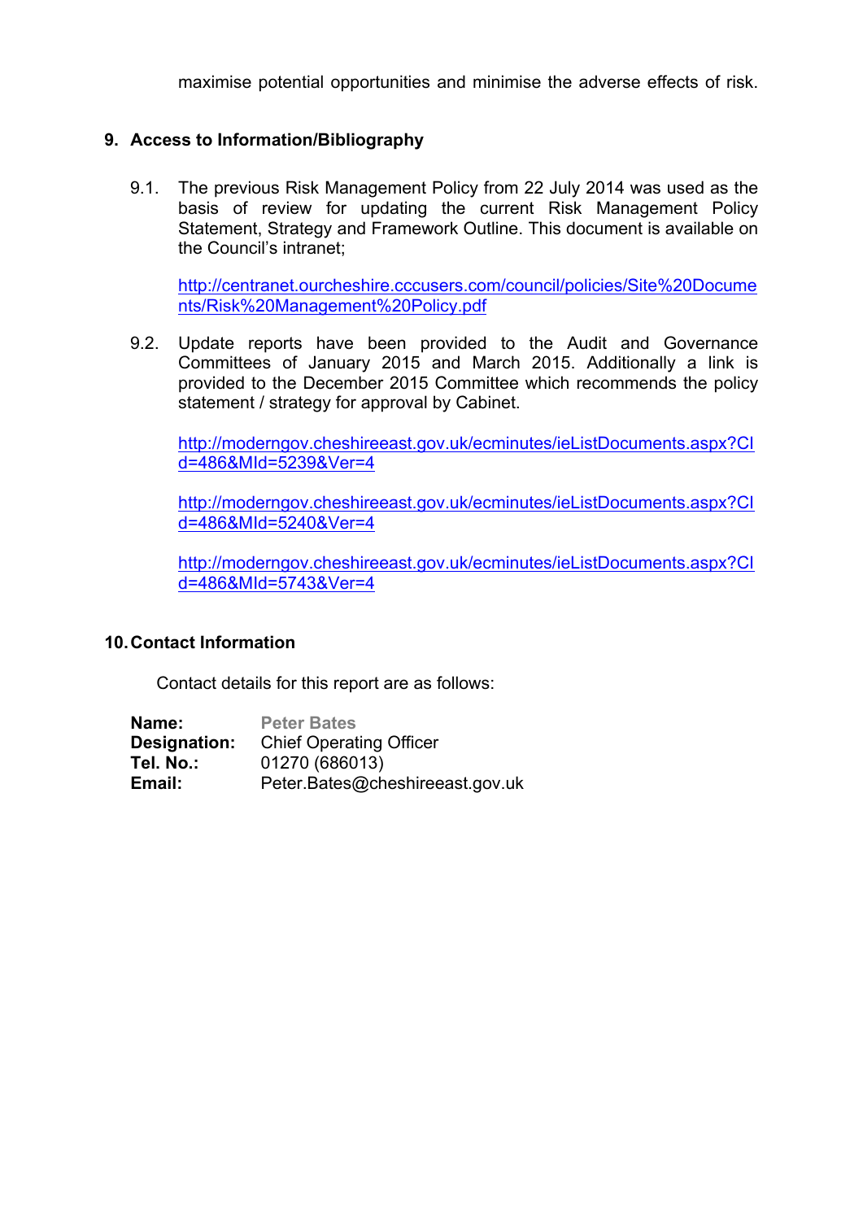maximise potential opportunities and minimise the adverse effects of risk.

## 9. Access to Information/Bibliography

9.1. The previous Risk Management Policy from 22 July 2014 was used as the basis of review for updating the current Risk Management Policy Statement, Strategy and Framework Outline. This document is available on the Council's intranet;

http://centranet.ourcheshire.cccusers.com/council/policies/Site%20Documents/Risk%20Management%20Policy.pdf

9.2. Update reports have been provided to the Audit and Governance Committees of January 2015 and March 2015. Additionally a link is provided to the December 2015 Committee which recommends the policy statement / strategy for approval by Cabinet.

http://moderngov.cheshireeast.gov.uk/ecminutes/ieListDocuments.aspx?CId=486&MId=5239&Ver=4

http://moderngov.cheshireeast.gov.uk/ecminutes/ieListDocuments.aspx?CId=486&MId=5240&Ver=4

http://moderngov.cheshireeast.gov.uk/ecminutes/ieListDocuments.aspx?CId=486&MId=5743&Ver=4

## 10. Contact Information

Contact details for this report are as follows:

| | |
|---|---|
| **Name:** | Peter Bates |
| **Designation:** | Chief Operating Officer |
| **Tel. No.:** | 01270 (686013) |
| **Email:** | Peter.Bates@cheshireeast.gov.uk |